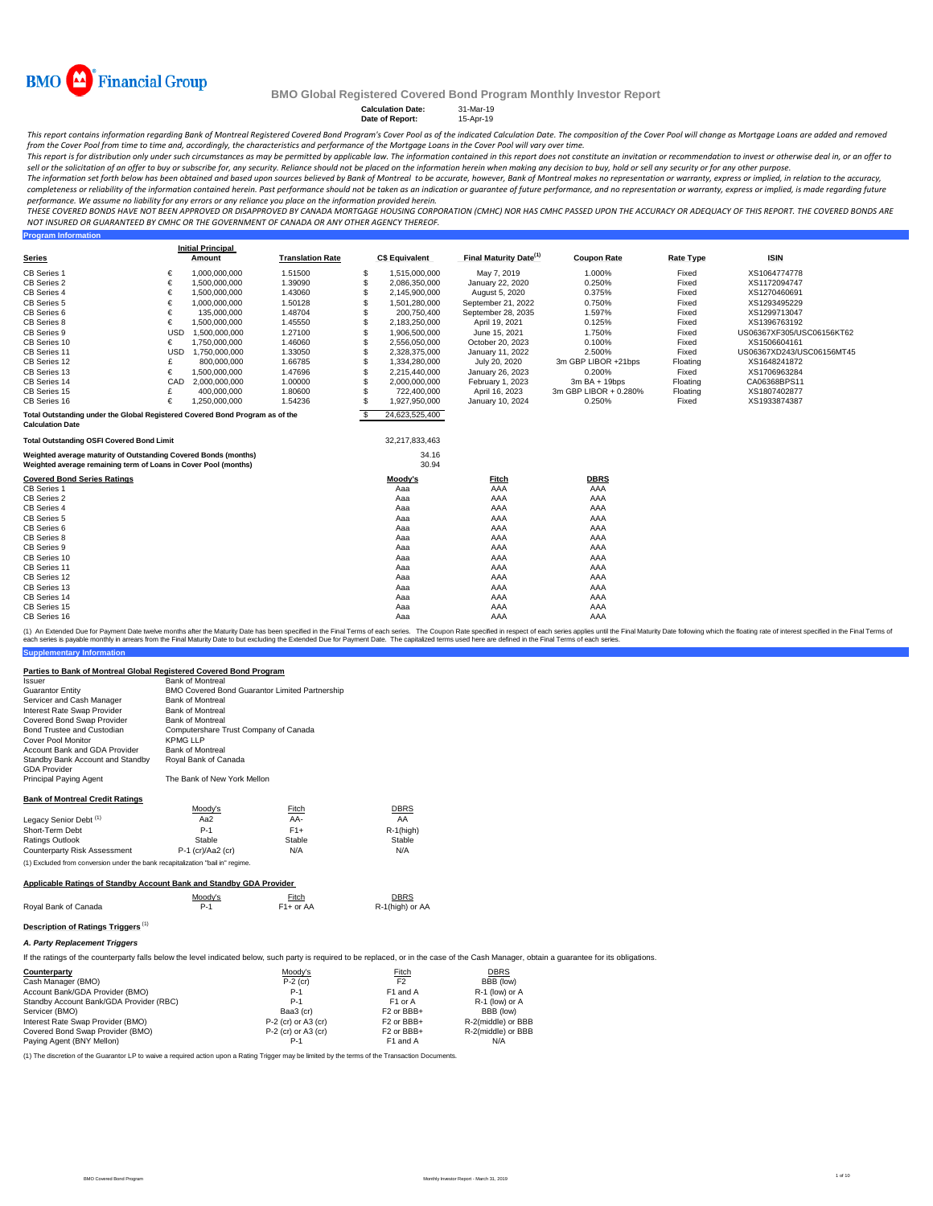BMO Financial Group

# BMO Global Registered Covered Bond Program Monthly Investor Report

**Calculation Date:** 31-Mar-19
**Date of Report:** 15-Apr-19

*This report contains information regarding Bank of Montreal Registered Covered Bond Program's Cover Pool as of the indicated Calculation Date. The composition of the Cover Pool will change as Mortgage Loans are added and removed from the Cover Pool from time to time and, accordingly, the characteristics and performance of the Mortgage Loans in the Cover Pool will vary over time.*

*This report is for distribution only under such circumstances as may be permitted by applicable law. The information contained in this report does not constitute an invitation or recommendation to invest or otherwise deal in, or an offer to sell or the solicitation of an offer to buy or subscribe for, any security. Reliance should not be placed on the information herein when making any decision to buy, hold or sell any security or for any other purpose.*

*The information set forth below has been obtained and based upon sources believed by Bank of Montreal to be accurate, however, Bank of Montreal makes no representation or warranty, express or implied, in relation to the accuracy, completeness or reliability of the information contained herein. Past performance should not be taken as an indication or guarantee of future performance, and no representation or warranty, express or implied, is made regarding future performance. We assume no liability for any errors or any reliance you place on the information provided herein.*

*THESE COVERED BONDS HAVE NOT BEEN APPROVED OR DISAPPROVED BY CANADA MORTGAGE HOUSING CORPORATION (CMHC) NOR HAS CMHC PASSED UPON THE ACCURACY OR ADEQUACY OF THIS REPORT. THE COVERED BONDS ARE NOT INSURED OR GUARANTEED BY CMHC OR THE GOVERNMENT OF CANADA OR ANY OTHER AGENCY THEREOF.*

## Program Information

| Series | | Initial Principal Amount | Translation Rate | | C$ Equivalent | Final Maturity Date[(1)] | Coupon Rate | Rate Type | ISIN |
|---|---|---|---|---|---|---|---|---|---|
| CB Series 1 | € | 1,000,000,000 | 1.51500 | $ | 1,515,000,000 | May 7, 2019 | 1.000% | Fixed | XS1064774778 |
| CB Series 2 | € | 1,500,000,000 | 1.39090 | $ | 2,086,350,000 | January 22, 2020 | 0.250% | Fixed | XS1172094747 |
| CB Series 4 | € | 1,500,000,000 | 1.43060 | $ | 2,145,900,000 | August 5, 2020 | 0.375% | Fixed | XS1270460691 |
| CB Series 5 | € | 1,000,000,000 | 1.50128 | $ | 1,501,280,000 | September 21, 2022 | 0.750% | Fixed | XS1293495229 |
| CB Series 6 | € | 135,000,000 | 1.48704 | $ | 200,750,400 | September 28, 2035 | 1.597% | Fixed | XS1299713047 |
| CB Series 8 | € | 1,500,000,000 | 1.45550 | $ | 2,183,250,000 | April 19, 2021 | 0.125% | Fixed | XS1396763192 |
| CB Series 9 | USD | 1,500,000,000 | 1.27100 | $ | 1,906,500,000 | June 15, 2021 | 1.750% | Fixed | US06367XF305/USC06156KT62 |
| CB Series 10 | € | 1,750,000,000 | 1.46060 | $ | 2,556,050,000 | October 20, 2023 | 0.100% | Fixed | XS1506604161 |
| CB Series 11 | USD | 1,750,000,000 | 1.33050 | $ | 2,328,375,000 | January 11, 2022 | 2.500% | Fixed | US06367XD243/USC06156MT45 |
| CB Series 12 | £ | 800,000,000 | 1.66785 | $ | 1,334,280,000 | July 20, 2020 | 3m GBP LIBOR +21bps | Floating | XS1648241872 |
| CB Series 13 | € | 1,500,000,000 | 1.47696 | $ | 2,215,440,000 | January 26, 2023 | 0.200% | Fixed | XS1706963284 |
| CB Series 14 | CAD | 2,000,000,000 | 1.00000 | $ | 2,000,000,000 | February 1, 2023 | 3m BA + 19bps | Floating | CA06368BPS11 |
| CB Series 15 | £ | 400,000,000 | 1.80600 | $ | 722,400,000 | April 16, 2023 | 3m GBP LIBOR + 0.280% | Floating | XS1807402877 |
| CB Series 16 | € | 1,250,000,000 | 1.54236 | $ | 1,927,950,000 | January 10, 2024 | 0.250% | Fixed | XS1933874387 |

**Total Outstanding under the Global Registered Covered Bond Program as of the Calculation Date** $ 24,623,525,400

**Total Outstanding OSFI Covered Bond Limit** 32,217,833,463

**Weighted average maturity of Outstanding Covered Bonds (months)** 34.16
**Weighted average remaining term of Loans in Cover Pool (months)** 30.94

| Covered Bond Series Ratings | Moody's | Fitch | DBRS |
|---|---|---|---|
| CB Series 1 | Aaa | AAA | AAA |
| CB Series 2 | Aaa | AAA | AAA |
| CB Series 4 | Aaa | AAA | AAA |
| CB Series 5 | Aaa | AAA | AAA |
| CB Series 6 | Aaa | AAA | AAA |
| CB Series 8 | Aaa | AAA | AAA |
| CB Series 9 | Aaa | AAA | AAA |
| CB Series 10 | Aaa | AAA | AAA |
| CB Series 11 | Aaa | AAA | AAA |
| CB Series 12 | Aaa | AAA | AAA |
| CB Series 13 | Aaa | AAA | AAA |
| CB Series 14 | Aaa | AAA | AAA |
| CB Series 15 | Aaa | AAA | AAA |
| CB Series 16 | Aaa | AAA | AAA |

(1) An Extended Due for Payment Date twelve months after the Maturity Date has been specified in the Final Terms of each series. The Coupon Rate specified in respect of each series applies until the Final Maturity Date following which the floating rate of interest specified in the Final Terms of each series is payable monthly in arrears from the Final Maturity Date to but excluding the Extended Due for Payment Date. The capitalized terms used here are defined in the Final Terms of each series.

## Supplementary Information

### Parties to Bank of Montreal Global Registered Covered Bond Program

| | |
|---|---|
| Issuer | Bank of Montreal |
| Guarantor Entity | BMO Covered Bond Guarantor Limited Partnership |
| Servicer and Cash Manager | Bank of Montreal |
| Interest Rate Swap Provider | Bank of Montreal |
| Covered Bond Swap Provider | Bank of Montreal |
| Bond Trustee and Custodian | Computershare Trust Company of Canada |
| Cover Pool Monitor | KPMG LLP |
| Account Bank and GDA Provider | Bank of Montreal |
| Standby Bank Account and Standby GDA Provider | Royal Bank of Canada |
| Principal Paying Agent | The Bank of New York Mellon |

### Bank of Montreal Credit Ratings

| | Moody's | Fitch | DBRS |
|---|---|---|---|
| Legacy Senior Debt [(1)] | Aa2 | AA- | AA |
| Short-Term Debt | P-1 | F1+ | R-1(high) |
| Ratings Outlook | Stable | Stable | Stable |
| Counterparty Risk Assessment | P-1 (cr)/Aa2 (cr) | N/A | N/A |

(1) Excluded from conversion under the bank recapitalization "bail in" regime.

### Applicable Ratings of Standby Account Bank and Standby GDA Provider

| | Moody's | Fitch | DBRS |
|---|---|---|---|
| Royal Bank of Canada | P-1 | F1+ or AA | R-1(high) or AA |

### Description of Ratings Triggers [(1)]

#### *A. Party Replacement Triggers*

If the ratings of the counterparty falls below the level indicated below, such party is required to be replaced, or in the case of the Cash Manager, obtain a guarantee for its obligations.

| Counterparty | Moody's | Fitch | DBRS |
|---|---|---|---|
| Cash Manager (BMO) | P-2 (cr) | F2 | BBB (low) |
| Account Bank/GDA Provider (BMO) | P-1 | F1 and A | R-1 (low) or A |
| Standby Account Bank/GDA Provider (RBC) | P-1 | F1 or A | R-1 (low) or A |
| Servicer (BMO) | Baa3 (cr) | F2 or BBB+ | BBB (low) |
| Interest Rate Swap Provider (BMO) | P-2 (cr) or A3 (cr) | F2 or BBB+ | R-2(middle) or BBB |
| Covered Bond Swap Provider (BMO) | P-2 (cr) or A3 (cr) | F2 or BBB+ | R-2(middle) or BBB |
| Paying Agent (BNY Mellon) | P-1 | F1 and A | N/A |

(1) The discretion of the Guarantor LP to waive a required action upon a Rating Trigger may be limited by the terms of the Transaction Documents.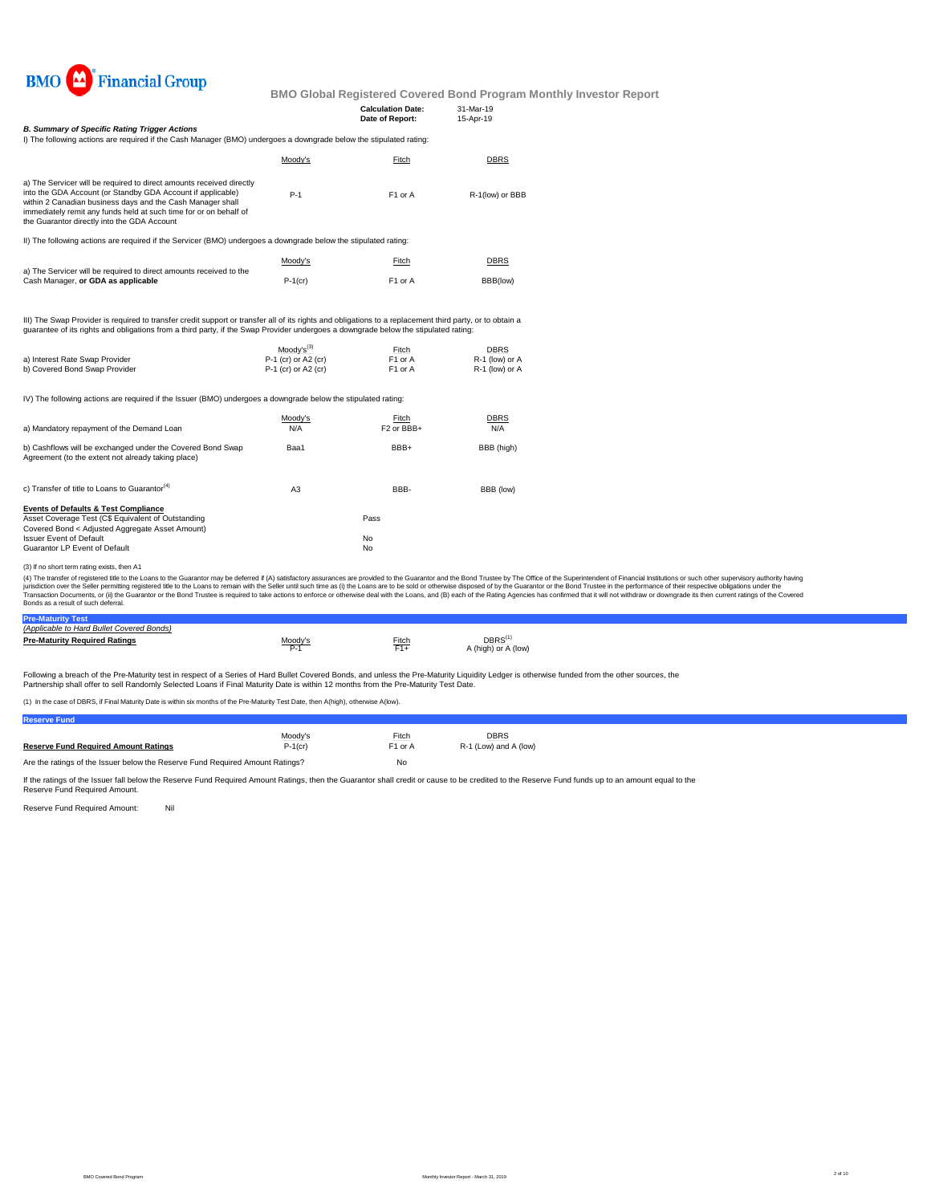# BMO Global Registered Covered Bond Program Monthly Investor Report

**Calculation Date:** 31-Mar-19
**Date of Report:** 15-Apr-19

### *B. Summary of Specific Rating Trigger Actions*

I) The following actions are required if the Cash Manager (BMO) undergoes a downgrade below the stipulated rating:

| | Moody's | Fitch | DBRS |
|---|---|---|---|
| a) The Servicer will be required to direct amounts received directly into the GDA Account (or Standby GDA Account if applicable) within 2 Canadian business days and the Cash Manager shall immediately remit any funds held at such time for or on behalf of the Guarantor directly into the GDA Account | P-1 | F1 or A | R-1(low) or BBB |

II) The following actions are required if the Servicer (BMO) undergoes a downgrade below the stipulated rating:

| | Moody's | Fitch | DBRS |
|---|---|---|---|
| a) The Servicer will be required to direct amounts received to the Cash Manager, **or GDA as applicable** | P-1(cr) | F1 or A | BBB(low) |

III) The Swap Provider is required to transfer credit support or transfer all of its rights and obligations to a replacement third party, or to obtain a guarantee of its rights and obligations from a third party, if the Swap Provider undergoes a downgrade below the stipulated rating:

| | Moody's[3] | Fitch | DBRS |
|---|---|---|---|
| a) Interest Rate Swap Provider | P-1 (cr) or A2 (cr) | F1 or A | R-1 (low) or A |
| b) Covered Bond Swap Provider | P-1 (cr) or A2 (cr) | F1 or A | R-1 (low) or A |

IV) The following actions are required if the Issuer (BMO) undergoes a downgrade below the stipulated rating:

| | Moody's | Fitch | DBRS |
|---|---|---|---|
| a) Mandatory repayment of the Demand Loan | N/A | F2 or BBB+ | N/A |
| b) Cashflows will be exchanged under the Covered Bond Swap Agreement (to the extent not already taking place) | Baa1 | BBB+ | BBB (high) |
| c) Transfer of title to Loans to Guarantor[4] | A3 | BBB- | BBB (low) |

**Events of Defaults & Test Compliance**

| | |
|---|---|
| Asset Coverage Test (C$ Equivalent of Outstanding Covered Bond < Adjusted Aggregate Asset Amount) | Pass |
| Issuer Event of Default | No |
| Guarantor LP Event of Default | No |

(3) If no short term rating exists, then A1

(4) The transfer of registered title to the Loans to the Guarantor may be deferred if (A) satisfactory assurances are provided to the Guarantor and the Bond Trustee by The Office of the Superintendent of Financial Institutions or such other supervisory authority having jurisdiction over the Seller permitting registered title to the Loans to remain with the Seller until such time as (i) the Loans are to be sold or otherwise disposed of by the Guarantor or the Bond Trustee in the performance of their respective obligations under the Transaction Documents, or (ii) the Guarantor or the Bond Trustee is required to take actions to enforce or otherwise deal with the Loans, and (B) each of the Rating Agencies has confirmed that it will not withdraw or downgrade its then current ratings of the Covered Bonds as a result of such deferral.

## Pre-Maturity Test

*(Applicable to Hard Bullet Covered Bonds)*

| **Pre-Maturity Required Ratings** | Moody's | Fitch | DBRS[1] |
|---|---|---|---|
| | P-1 | F1+ | A (high) or A (low) |

Following a breach of the Pre-Maturity test in respect of a Series of Hard Bullet Covered Bonds, and unless the Pre-Maturity Liquidity Ledger is otherwise funded from the other sources, the Partnership shall offer to sell Randomly Selected Loans if Final Maturity Date is within 12 months from the Pre-Maturity Test Date.

(1) In the case of DBRS, if Final Maturity Date is within six months of the Pre-Maturity Test Date, then A(high), otherwise A(low).

## Reserve Fund

| | Moody's | Fitch | DBRS |
|---|---|---|---|
| **Reserve Fund Required Amount Ratings** | P-1(cr) | F1 or A | R-1 (Low) and A (low) |
| Are the ratings of the Issuer below the Reserve Fund Required Amount Ratings? | | No | |

If the ratings of the Issuer fall below the Reserve Fund Required Amount Ratings, then the Guarantor shall credit or cause to be credited to the Reserve Fund funds up to an amount equal to the Reserve Fund Required Amount.

Reserve Fund Required Amount: Nil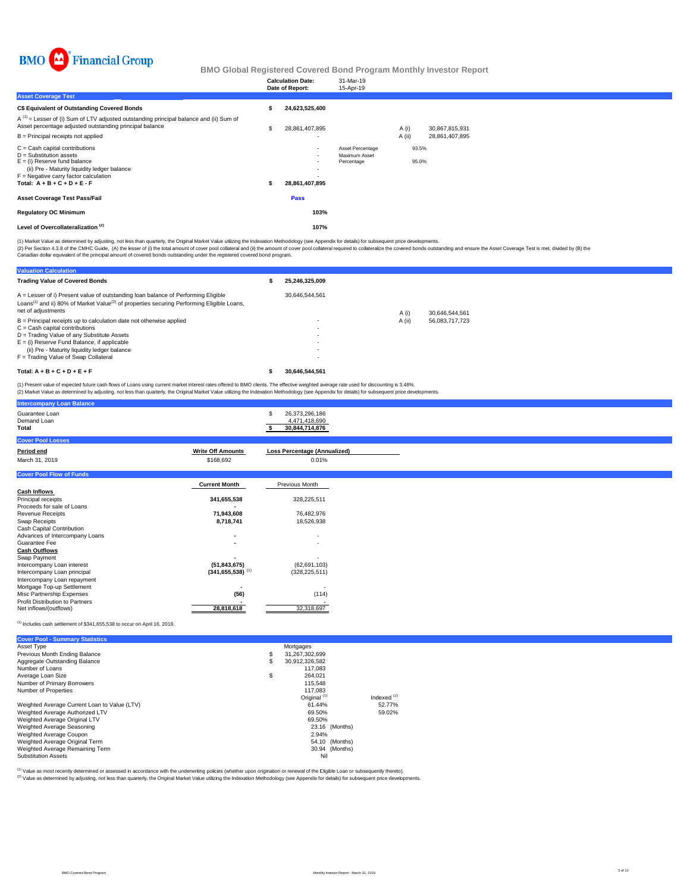BMO Financial Group

## BMO Global Registered Covered Bond Program Monthly Investor Report

| | |
|---|---|
| Calculation Date: | 31-Mar-19 |
| Date of Report: | 15-Apr-19 |

### Asset Coverage Test

| | | | | |
|---|---|---|---|---|
| **C$ Equivalent of Outstanding Covered Bonds** | **$ 24,623,525,400** | | | |
| A [1] = Lesser of (i) Sum of LTV adjusted outstanding principal balance and (ii) Sum of Asset percentage adjusted outstanding principal balance | $ 28,861,407,895 | | A (i) | 30,867,815,931 |
| B = Principal receipts not applied | - | | A (ii) | 28,861,407,895 |
| C = Cash capital contributions | - | Asset Percentage | 93.5% | |
| D = Substitution assets | - | Maximum Asset Percentage | 95.0% | |
| E = (i) Reserve fund balance | - | | | |
| (ii) Pre - Maturity liquidity ledger balance | - | | | |
| F = Negative carry factor calculation | - | | | |
| **Total: A + B + C + D + E - F** | **$ 28,861,407,895** | | | |
| **Asset Coverage Test Pass/Fail** | **Pass** | | | |
| **Regulatory OC Minimum** | **103%** | | | |
| **Level of Overcollateralization [2]** | **107%** | | | |

(1) Market Value as determined by adjusting, not less than quarterly, the Original Market Value utilizing the Indexation Methodology (see Appendix for details) for subsequent price developments.
(2) Per Section 4.3.8 of the CMHC Guide, (A) the lesser of (i) the total amount of cover pool collateral and (ii) the amount of cover pool collateral required to collateralize the covered bonds outstanding and ensure the Asset Coverage Test is met, divided by (B) the Canadian dollar equivalent of the principal amount of covered bonds outstanding under the registered covered bond program.

### Valuation Calculation

| | | | |
|---|---|---|---|
| **Trading Value of Covered Bonds** | **$ 25,246,325,009** | | |
| A = Lesser of i) Present value of outstanding loan balance of Performing Eligible Loans[1] and ii) 80% of Market Value[2] of properties securing Performing Eligible Loans, net of adjustments | 30,646,544,561 | A (i) | 30,646,544,561 |
| B = Principal receipts up to calculation date not otherwise applied | - | A (ii) | 56,083,717,723 |
| C = Cash capital contributions | - | | |
| D = Trading Value of any Substitute Assets | - | | |
| E = (i) Reserve Fund Balance, if applicable | - | | |
| (ii) Pre - Maturity liquidity ledger balance | - | | |
| F = Trading Value of Swap Collateral | - | | |
| **Total: A + B + C + D + E + F** | **$ 30,646,544,561** | | |

(1) Present value of expected future cash flows of Loans using current market interest rates offered to BMO clients. The effective weighted average rate used for discounting is 3.48%.
(2) Market Value as determined by adjusting, not less than quarterly, the Original Market Value utilizing the Indexation Methodology (see Appendix for details) for subsequent price developments.

### Intercompany Loan Balance

| | |
|---|---|
| Guarantee Loan | $ 26,373,296,186 |
| Demand Loan | 4,471,418,690 |
| **Total** | **$ 30,844,714,876** |

### Cover Pool Losses

| Period end | Write Off Amounts | Loss Percentage (Annualized) |
|---|---|---|
| March 31, 2019 | $168,692 | 0.01% |

### Cover Pool Flow of Funds

| | Current Month | Previous Month |
|---|---|---|
| **Cash Inflows** | | |
| Principal receipts | 341,655,538 | 328,225,511 |
| Proceeds for sale of Loans | - | |
| Revenue Receipts | 71,943,608 | 76,482,976 |
| Swap Receipts | 8,718,741 | 18,526,938 |
| Cash Capital Contribution | | |
| Advances of Intercompany Loans | - | - |
| Guarantee Fee | - | - |
| **Cash Outflows** | | |
| Swap Payment | - | - |
| Intercompany Loan interest | (51,843,675) | (62,691,103) |
| Intercompany Loan principal | (341,655,538) [1] | (328,225,511) |
| Intercompany Loan repayment | | |
| Mortgage Top-up Settlement | - | - |
| Misc Partnership Expenses | (56) | (114) |
| Profit Distribution to Partners | - | - |
| Net inflows/(outflows) | 28,818,618 | 32,318,697 |

[1] Includes cash settlement of $341,655,538 to occur on April 16, 2019.

### Cover Pool - Summary Statistics

| | | |
|---|---|---|
| Asset Type | Mortgages | |
| Previous Month Ending Balance | $ 31,267,302,699 | |
| Aggregate Outstanding Balance | $ 30,912,326,582 | |
| Number of Loans | 117,083 | |
| Average Loan Size | $ 264,021 | |
| Number of Primary Borrowers | 115,548 | |
| Number of Properties | 117,083 | |
| | Original [1] | Indexed [2] |
| Weighted Average Current Loan to Value (LTV) | 61.44% | 52.77% |
| Weighted Average Authorized LTV | 69.50% | 59.02% |
| Weighted Average Original LTV | 69.50% | |
| Weighted Average Seasoning | 23.16 (Months) | |
| Weighted Average Coupon | 2.94% | |
| Weighted Average Original Term | 54.10 (Months) | |
| Weighted Average Remaining Term | 30.94 (Months) | |
| Substitution Assets | Nil | |

[1] Value as most recently determined or assessed in accordance with the underwriting policies (whether upon origination or renewal of the Eligible Loan or subsequently thereto).
[2] Value as determined by adjusting, not less than quarterly, the Original Market Value utilizing the Indexation Methodology (see Appendix for details) for subsequent price developments.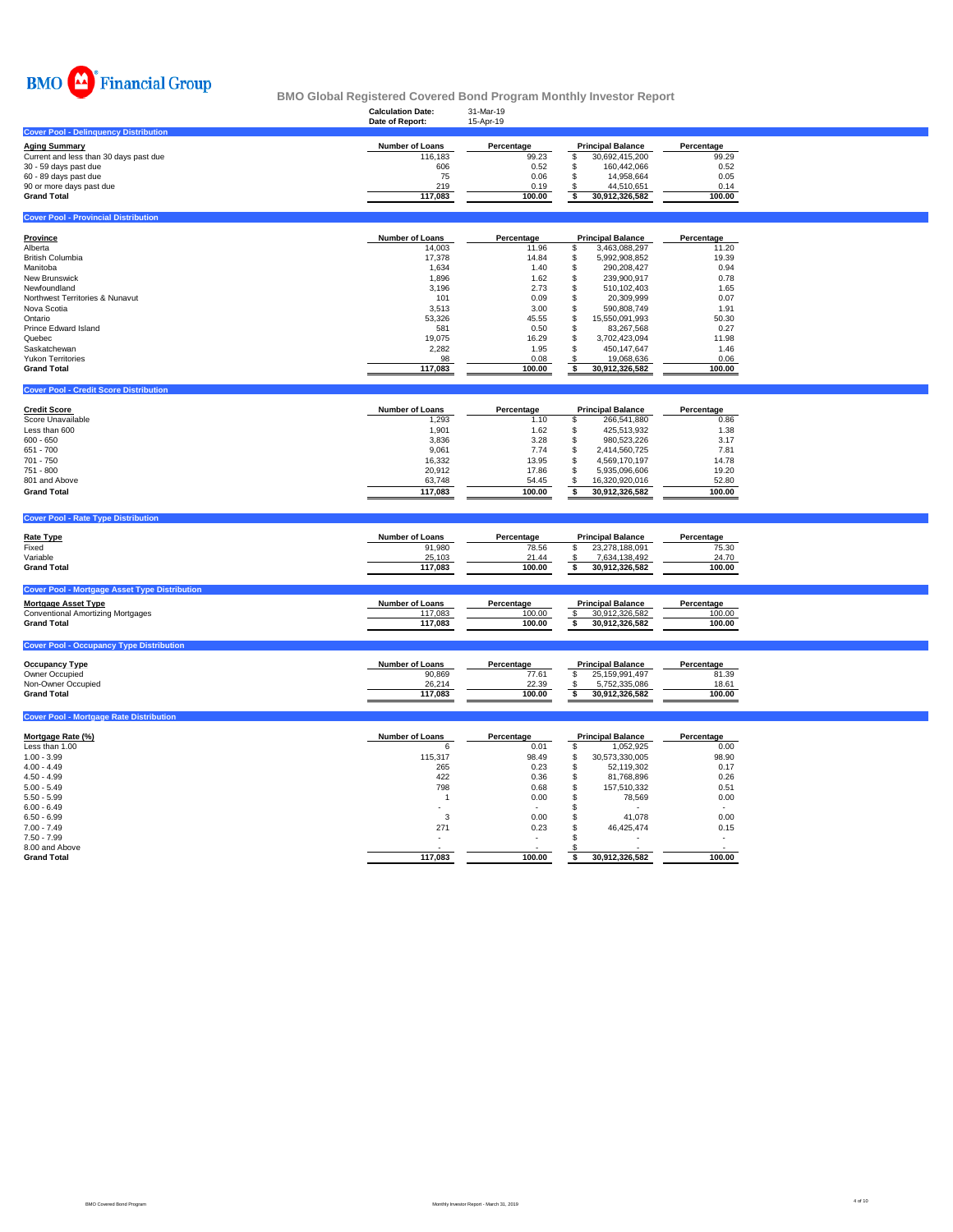BMO Financial Group

# BMO Global Registered Covered Bond Program Monthly Investor Report

**Calculation Date:** 31-Mar-19
**Date of Report:** 15-Apr-19

## Cover Pool - Delinquency Distribution

| Aging Summary | Number of Loans | Percentage | Principal Balance | Percentage |
|---|---|---|---|---|
| Current and less than 30 days past due | 116,183 | 99.23 | $ 30,692,415,200 | 99.29 |
| 30 - 59 days past due | 606 | 0.52 | $ 160,442,066 | 0.52 |
| 60 - 89 days past due | 75 | 0.06 | $ 14,958,664 | 0.05 |
| 90 or more days past due | 219 | 0.19 | $ 44,510,651 | 0.14 |
| **Grand Total** | **117,083** | **100.00** | **$ 30,912,326,582** | **100.00** |

## Cover Pool - Provincial Distribution

| Province | Number of Loans | Percentage | Principal Balance | Percentage |
|---|---|---|---|---|
| Alberta | 14,003 | 11.96 | $ 3,463,088,297 | 11.20 |
| British Columbia | 17,378 | 14.84 | $ 5,992,908,852 | 19.39 |
| Manitoba | 1,634 | 1.40 | $ 290,208,427 | 0.94 |
| New Brunswick | 1,896 | 1.62 | $ 239,900,917 | 0.78 |
| Newfoundland | 3,196 | 2.73 | $ 510,102,403 | 1.65 |
| Northwest Territories & Nunavut | 101 | 0.09 | $ 20,309,999 | 0.07 |
| Nova Scotia | 3,513 | 3.00 | $ 590,808,749 | 1.91 |
| Ontario | 53,326 | 45.55 | $ 15,550,091,993 | 50.30 |
| Prince Edward Island | 581 | 0.50 | $ 83,267,568 | 0.27 |
| Quebec | 19,075 | 16.29 | $ 3,702,423,094 | 11.98 |
| Saskatchewan | 2,282 | 1.95 | $ 450,147,647 | 1.46 |
| Yukon Territories | 98 | 0.08 | $ 19,068,636 | 0.06 |
| **Grand Total** | **117,083** | **100.00** | **$ 30,912,326,582** | **100.00** |

## Cover Pool - Credit Score Distribution

| Credit Score | Number of Loans | Percentage | Principal Balance | Percentage |
|---|---|---|---|---|
| Score Unavailable | 1,293 | 1.10 | $ 266,541,880 | 0.86 |
| Less than 600 | 1,901 | 1.62 | $ 425,513,932 | 1.38 |
| 600 - 650 | 3,836 | 3.28 | $ 980,523,226 | 3.17 |
| 651 - 700 | 9,061 | 7.74 | $ 2,414,560,725 | 7.81 |
| 701 - 750 | 16,332 | 13.95 | $ 4,569,170,197 | 14.78 |
| 751 - 800 | 20,912 | 17.86 | $ 5,935,096,606 | 19.20 |
| 801 and Above | 63,748 | 54.45 | $ 16,320,920,016 | 52.80 |
| **Grand Total** | **117,083** | **100.00** | **$ 30,912,326,582** | **100.00** |

## Cover Pool - Rate Type Distribution

| Rate Type | Number of Loans | Percentage | Principal Balance | Percentage |
|---|---|---|---|---|
| Fixed | 91,980 | 78.56 | $ 23,278,188,091 | 75.30 |
| Variable | 25,103 | 21.44 | $ 7,634,138,492 | 24.70 |
| **Grand Total** | **117,083** | **100.00** | **$ 30,912,326,582** | **100.00** |

## Cover Pool - Mortgage Asset Type Distribution

| Mortgage Asset Type | Number of Loans | Percentage | Principal Balance | Percentage |
|---|---|---|---|---|
| Conventional Amortizing Mortgages | 117,083 | 100.00 | $ 30,912,326,582 | 100.00 |
| **Grand Total** | **117,083** | **100.00** | **$ 30,912,326,582** | **100.00** |

## Cover Pool - Occupancy Type Distribution

| Occupancy Type | Number of Loans | Percentage | Principal Balance | Percentage |
|---|---|---|---|---|
| Owner Occupied | 90,869 | 77.61 | $ 25,159,991,497 | 81.39 |
| Non-Owner Occupied | 26,214 | 22.39 | $ 5,752,335,086 | 18.61 |
| **Grand Total** | **117,083** | **100.00** | **$ 30,912,326,582** | **100.00** |

## Cover Pool - Mortgage Rate Distribution

| Mortgage Rate (%) | Number of Loans | Percentage | Principal Balance | Percentage |
|---|---|---|---|---|
| Less than 1.00 | 6 | 0.01 | $ 1,052,925 | 0.00 |
| 1.00 - 3.99 | 115,317 | 98.49 | $ 30,573,330,005 | 98.90 |
| 4.00 - 4.49 | 265 | 0.23 | $ 52,119,302 | 0.17 |
| 4.50 - 4.99 | 422 | 0.36 | $ 81,768,896 | 0.26 |
| 5.00 - 5.49 | 798 | 0.68 | $ 157,510,332 | 0.51 |
| 5.50 - 5.99 | 1 | 0.00 | $ 78,569 | 0.00 |
| 6.00 - 6.49 | - | - | $ - | - |
| 6.50 - 6.99 | 3 | 0.00 | $ 41,078 | 0.00 |
| 7.00 - 7.49 | 271 | 0.23 | $ 46,425,474 | 0.15 |
| 7.50 - 7.99 | - | - | $ - | - |
| 8.00 and Above | - | - | $ - | - |
| **Grand Total** | **117,083** | **100.00** | **$ 30,912,326,582** | **100.00** |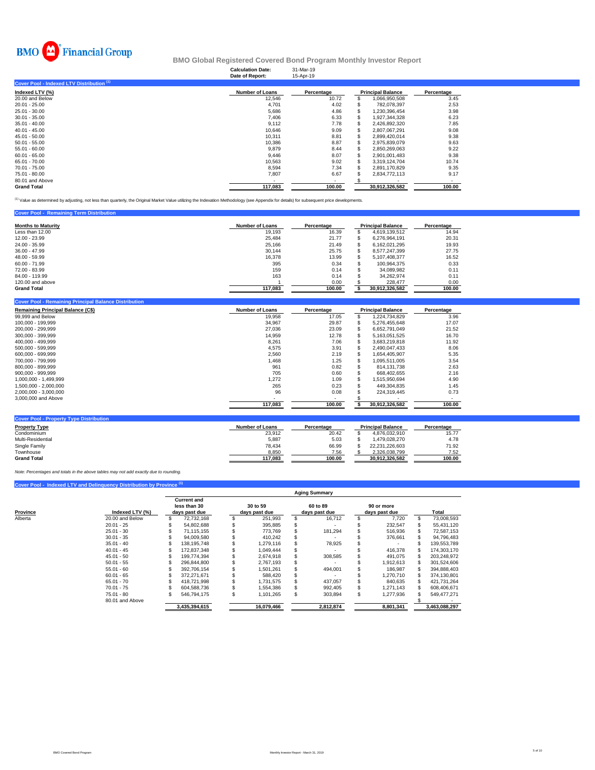BMO Financial Group

# BMO Global Registered Covered Bond Program Monthly Investor Report

**Calculation Date:** 31-Mar-19
**Date of Report:** 15-Apr-19

## Cover Pool - Indexed LTV Distribution [1]

| Indexed LTV (%) | Number of Loans | Percentage | Principal Balance | Percentage |
|---|---|---|---|---|
| 20.00 and Below | 12,546 | 10.72 | $ 1,066,950,508 | 3.45 |
| 20.01 - 25.00 | 4,701 | 4.02 | $ 782,078,397 | 2.53 |
| 25.01 - 30.00 | 5,686 | 4.86 | $ 1,230,396,454 | 3.98 |
| 30.01 - 35.00 | 7,406 | 6.33 | $ 1,927,344,328 | 6.23 |
| 35.01 - 40.00 | 9,112 | 7.78 | $ 2,426,892,320 | 7.85 |
| 40.01 - 45.00 | 10,646 | 9.09 | $ 2,807,067,291 | 9.08 |
| 45.01 - 50.00 | 10,311 | 8.81 | $ 2,899,420,014 | 9.38 |
| 50.01 - 55.00 | 10,386 | 8.87 | $ 2,975,839,079 | 9.63 |
| 55.01 - 60.00 | 9,879 | 8.44 | $ 2,850,269,063 | 9.22 |
| 60.01 - 65.00 | 9,446 | 8.07 | $ 2,901,001,483 | 9.38 |
| 65.01 - 70.00 | 10,563 | 9.02 | $ 3,319,124,704 | 10.74 |
| 70.01 - 75.00 | 8,594 | 7.34 | $ 2,891,170,829 | 9.35 |
| 75.01 - 80.00 | 7,807 | 6.67 | $ 2,834,772,113 | 9.17 |
| 80.01 and Above | - | - | $ - | - |
| **Grand Total** | **117,083** | **100.00** | **30,912,326,582** | **100.00** |

[1] Value as determined by adjusting, not less than quarterly, the Original Market Value utilizing the Indexation Methodology (see Appendix for details) for subsequent price developments.

## Cover Pool - Remaining Term Distribution

| Months to Maturity | Number of Loans | Percentage | Principal Balance | Percentage |
|---|---|---|---|---|
| Less than 12.00 | 19,193 | 16.39 | $ 4,619,139,512 | 14.94 |
| 12.00 - 23.99 | 25,484 | 21.77 | $ 6,276,964,191 | 20.31 |
| 24.00 - 35.99 | 25,166 | 21.49 | $ 6,162,021,295 | 19.93 |
| 36.00 - 47.99 | 30,144 | 25.75 | $ 8,577,247,399 | 27.75 |
| 48.00 - 59.99 | 16,378 | 13.99 | $ 5,107,408,377 | 16.52 |
| 60.00 - 71.99 | 395 | 0.34 | $ 100,964,375 | 0.33 |
| 72.00 - 83.99 | 159 | 0.14 | $ 34,089,982 | 0.11 |
| 84.00 - 119.99 | 163 | 0.14 | $ 34,262,974 | 0.11 |
| 120.00 and above | 1 | 0.00 | $ 228,477 | 0.00 |
| **Grand Total** | **117,083** | **100.00** | **$ 30,912,326,582** | **100.00** |

## Cover Pool - Remaining Principal Balance Distribution

| Remaining Principal Balance (C$) | Number of Loans | Percentage | Principal Balance | Percentage |
|---|---|---|---|---|
| 99,999 and Below | 19,958 | 17.05 | $ 1,224,734,829 | 3.96 |
| 100,000 - 199,999 | 34,967 | 29.87 | $ 5,276,455,648 | 17.07 |
| 200,000 - 299,999 | 27,036 | 23.09 | $ 6,652,791,049 | 21.52 |
| 300,000 - 399,999 | 14,959 | 12.78 | $ 5,163,051,525 | 16.70 |
| 400,000 - 499,999 | 8,261 | 7.06 | $ 3,683,219,818 | 11.92 |
| 500,000 - 599,999 | 4,575 | 3.91 | $ 2,490,047,433 | 8.06 |
| 600,000 - 699,999 | 2,560 | 2.19 | $ 1,654,405,907 | 5.35 |
| 700,000 - 799,999 | 1,468 | 1.25 | $ 1,095,511,005 | 3.54 |
| 800,000 - 899,999 | 961 | 0.82 | $ 814,131,738 | 2.63 |
| 900,000 - 999,999 | 705 | 0.60 | $ 668,402,655 | 2.16 |
| 1,000,000 - 1,499,999 | 1,272 | 1.09 | $ 1,515,950,694 | 4.90 |
| 1,500,000 - 2,000,000 | 265 | 0.23 | $ 449,304,835 | 1.45 |
| 2,000,000 - 3,000,000 | 96 | 0.08 | $ 224,319,445 | 0.73 |
| 3,000,000 and Above | - | - | $ - | - |
| | **117,083** | **100.00** | **$ 30,912,326,582** | **100.00** |

## Cover Pool - Property Type Distribution

| Property Type | Number of Loans | Percentage | Principal Balance | Percentage |
|---|---|---|---|---|
| Condominium | 23,912 | 20.42 | $ 4,876,032,910 | 15.77 |
| Multi-Residential | 5,887 | 5.03 | $ 1,479,028,270 | 4.78 |
| Single Family | 78,434 | 66.99 | $ 22,231,226,603 | 71.92 |
| Townhouse | 8,850 | 7.56 | $ 2,326,038,799 | 7.52 |
| **Grand Total** | **117,083** | **100.00** | **30,912,326,582** | **100.00** |

*Note: Percentages and totals in the above tables may not add exactly due to rounding.*

## Cover Pool - Indexed LTV and Delinquency Distribution by Province [1]

| | | Aging Summary | | | | |
|---|---|---|---|---|---|---|
| Province | Indexed LTV (%) | Current and less than 30 days past due | 30 to 59 days past due | 60 to 89 days past due | 90 or more days past due | Total |
| Alberta | 20.00 and Below | $ 72,732,168 | $ 251,993 | $ 16,712 | $ 7,720 | $ 73,008,593 |
| | 20.01 - 25 | $ 54,802,688 | $ 395,885 | $ - | $ 232,547 | $ 55,431,120 |
| | 25.01 - 30 | $ 71,115,155 | $ 773,769 | $ 181,294 | $ 516,936 | $ 72,587,153 |
| | 30.01 - 35 | $ 94,009,580 | $ 410,242 | $ - | $ 376,661 | $ 94,796,483 |
| | 35.01 - 40 | $ 138,195,748 | $ 1,279,116 | $ 78,925 | $ - | $ 139,553,789 |
| | 40.01 - 45 | $ 172,837,348 | $ 1,049,444 | $ - | $ 416,378 | $ 174,303,170 |
| | 45.01 - 50 | $ 199,774,394 | $ 2,674,918 | $ 308,585 | $ 491,075 | $ 203,248,972 |
| | 50.01 - 55 | $ 296,844,800 | $ 2,767,193 | $ - | $ 1,912,613 | $ 301,524,606 |
| | 55.01 - 60 | $ 392,706,154 | $ 1,501,261 | $ 494,001 | $ 186,987 | $ 394,888,403 |
| | 60.01 - 65 | $ 372,271,671 | $ 588,420 | $ - | $ 1,270,710 | $ 374,130,801 |
| | 65.01 - 70 | $ 418,721,998 | $ 1,731,575 | $ 437,057 | $ 840,635 | $ 421,731,264 |
| | 70.01 - 75 | $ 604,588,736 | $ 1,554,386 | $ 992,405 | $ 1,271,143 | $ 608,406,671 |
| | 75.01 - 80 | $ 546,794,175 | $ 1,101,265 | $ 303,894 | $ 1,277,936 | $ 549,477,271 |
| | 80.01 and Above | | | | | $ - |
| | | **3,435,394,615** | **16,079,466** | **2,812,874** | **8,801,341** | **3,463,088,297** |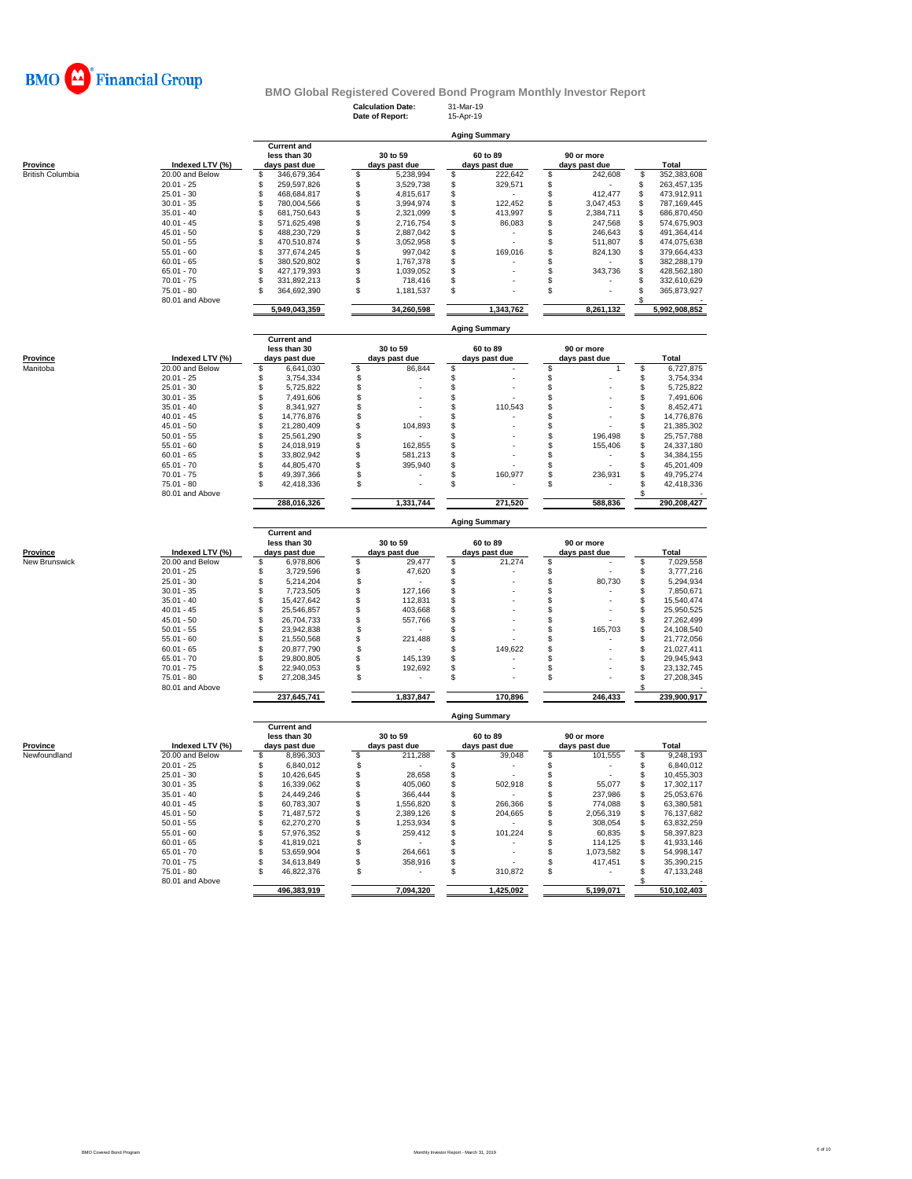BMO Financial Group

# BMO Global Registered Covered Bond Program Monthly Investor Report

**Calculation Date:** 31-Mar-19
**Date of Report:** 15-Apr-19

## Aging Summary

| Province | Indexed LTV (%) | Current and less than 30 days past due | 30 to 59 days past due | 60 to 89 days past due | 90 or more days past due | Total |
|---|---|---|---|---|---|---|
| British Columbia | 20.00 and Below | $ 346,679,364 | $ 5,238,994 | $ 222,642 | $ 242,608 | $ 352,383,608 |
| | 20.01 - 25 | $ 259,597,826 | $ 3,529,738 | $ 329,571 | $ - | $ 263,457,135 |
| | 25.01 - 30 | $ 468,684,817 | $ 4,815,617 | $ - | $ 412,477 | $ 473,912,911 |
| | 30.01 - 35 | $ 780,004,566 | $ 3,994,974 | $ 122,452 | $ 3,047,453 | $ 787,169,445 |
| | 35.01 - 40 | $ 681,750,643 | $ 2,321,099 | $ 413,997 | $ 2,384,711 | $ 686,870,450 |
| | 40.01 - 45 | $ 571,625,498 | $ 2,716,754 | $ 86,083 | $ 247,568 | $ 574,675,903 |
| | 45.01 - 50 | $ 488,230,729 | $ 2,887,042 | $ - | $ 246,643 | $ 491,364,414 |
| | 50.01 - 55 | $ 470,510,874 | $ 3,052,958 | $ - | $ 511,807 | $ 474,075,638 |
| | 55.01 - 60 | $ 377,674,245 | $ 997,042 | $ 169,016 | $ 824,130 | $ 379,664,433 |
| | 60.01 - 65 | $ 380,520,802 | $ 1,767,378 | $ - | $ - | $ 382,288,179 |
| | 65.01 - 70 | $ 427,179,393 | $ 1,039,052 | $ - | $ 343,736 | $ 428,562,180 |
| | 70.01 - 75 | $ 331,892,213 | $ 718,416 | $ - | $ - | $ 332,610,629 |
| | 75.01 - 80 | $ 364,692,390 | $ 1,181,537 | $ - | $ - | $ 365,873,927 |
| | 80.01 and Above | | | | | $ - |
| | | 5,949,043,359 | 34,260,598 | 1,343,762 | 8,261,132 | 5,992,908,852 |

## Aging Summary

| Province | Indexed LTV (%) | Current and less than 30 days past due | 30 to 59 days past due | 60 to 89 days past due | 90 or more days past due | Total |
|---|---|---|---|---|---|---|
| Manitoba | 20.00 and Below | $ 6,641,030 | $ 86,844 | $ - | $ 1 | $ 6,727,875 |
| | 20.01 - 25 | $ 3,754,334 | $ - | $ - | $ - | $ 3,754,334 |
| | 25.01 - 30 | $ 5,725,822 | $ - | $ - | $ - | $ 5,725,822 |
| | 30.01 - 35 | $ 7,491,606 | $ - | $ - | $ - | $ 7,491,606 |
| | 35.01 - 40 | $ 8,341,927 | $ - | $ 110,543 | $ - | $ 8,452,471 |
| | 40.01 - 45 | $ 14,776,876 | $ - | $ - | $ - | $ 14,776,876 |
| | 45.01 - 50 | $ 21,280,409 | $ 104,893 | $ - | $ - | $ 21,385,302 |
| | 50.01 - 55 | $ 25,561,290 | $ - | $ - | $ 196,498 | $ 25,757,788 |
| | 55.01 - 60 | $ 24,018,919 | $ 162,855 | $ - | $ 155,406 | $ 24,337,180 |
| | 60.01 - 65 | $ 33,802,942 | $ 581,213 | $ - | $ - | $ 34,384,155 |
| | 65.01 - 70 | $ 44,805,470 | $ 395,940 | $ - | $ - | $ 45,201,409 |
| | 70.01 - 75 | $ 49,397,366 | $ - | $ 160,977 | $ 236,931 | $ 49,795,274 |
| | 75.01 - 80 | $ 42,418,336 | $ - | $ - | $ - | $ 42,418,336 |
| | 80.01 and Above | | | | | $ - |
| | | 288,016,326 | 1,331,744 | 271,520 | 588,836 | 290,208,427 |

## Aging Summary

| Province | Indexed LTV (%) | Current and less than 30 days past due | 30 to 59 days past due | 60 to 89 days past due | 90 or more days past due | Total |
|---|---|---|---|---|---|---|
| New Brunswick | 20.00 and Below | $ 6,978,806 | $ 29,477 | $ 21,274 | $ - | $ 7,029,558 |
| | 20.01 - 25 | $ 3,729,596 | $ 47,620 | $ - | $ - | $ 3,777,216 |
| | 25.01 - 30 | $ 5,214,204 | $ - | $ - | $ 80,730 | $ 5,294,934 |
| | 30.01 - 35 | $ 7,723,505 | $ 127,166 | $ - | $ - | $ 7,850,671 |
| | 35.01 - 40 | $ 15,427,642 | $ 112,831 | $ - | $ - | $ 15,540,474 |
| | 40.01 - 45 | $ 25,546,857 | $ 403,668 | $ - | $ - | $ 25,950,525 |
| | 45.01 - 50 | $ 26,704,733 | $ 557,766 | $ - | $ - | $ 27,262,499 |
| | 50.01 - 55 | $ 23,942,838 | $ - | $ - | $ 165,703 | $ 24,108,540 |
| | 55.01 - 60 | $ 21,550,568 | $ 221,488 | $ - | $ - | $ 21,772,056 |
| | 60.01 - 65 | $ 20,877,790 | $ - | $ 149,622 | $ - | $ 21,027,411 |
| | 65.01 - 70 | $ 29,800,805 | $ 145,139 | $ - | $ - | $ 29,945,943 |
| | 70.01 - 75 | $ 22,940,053 | $ 192,692 | $ - | $ - | $ 23,132,745 |
| | 75.01 - 80 | $ 27,208,345 | $ - | $ - | $ - | $ 27,208,345 |
| | 80.01 and Above | | | | | $ - |
| | | 237,645,741 | 1,837,847 | 170,896 | 246,433 | 239,900,917 |

## Aging Summary

| Province | Indexed LTV (%) | Current and less than 30 days past due | 30 to 59 days past due | 60 to 89 days past due | 90 or more days past due | Total |
|---|---|---|---|---|---|---|
| Newfoundland | 20.00 and Below | $ 8,896,303 | $ 211,288 | $ 39,048 | $ 101,555 | $ 9,248,193 |
| | 20.01 - 25 | $ 6,840,012 | $ - | $ - | $ - | $ 6,840,012 |
| | 25.01 - 30 | $ 10,426,645 | $ 28,658 | $ - | $ - | $ 10,455,303 |
| | 30.01 - 35 | $ 16,339,062 | $ 405,060 | $ 502,918 | $ 55,077 | $ 17,302,117 |
| | 35.01 - 40 | $ 24,449,246 | $ 366,444 | $ - | $ 237,986 | $ 25,053,676 |
| | 40.01 - 45 | $ 60,783,307 | $ 1,556,820 | $ 266,366 | $ 774,088 | $ 63,380,581 |
| | 45.01 - 50 | $ 71,487,572 | $ 2,389,126 | $ 204,665 | $ 2,056,319 | $ 76,137,682 |
| | 50.01 - 55 | $ 62,270,270 | $ 1,253,934 | $ - | $ 308,054 | $ 63,832,259 |
| | 55.01 - 60 | $ 57,976,352 | $ 259,412 | $ 101,224 | $ 60,835 | $ 58,397,823 |
| | 60.01 - 65 | $ 41,819,021 | $ - | $ - | $ 114,125 | $ 41,933,146 |
| | 65.01 - 70 | $ 53,659,904 | $ 264,661 | $ - | $ 1,073,582 | $ 54,998,147 |
| | 70.01 - 75 | $ 34,613,849 | $ 358,916 | $ - | $ 417,451 | $ 35,390,215 |
| | 75.01 - 80 | $ 46,822,376 | $ - | $ 310,872 | $ - | $ 47,133,248 |
| | 80.01 and Above | | | | | $ - |
| | | 496,383,919 | 7,094,320 | 1,425,092 | 5,199,071 | 510,102,403 |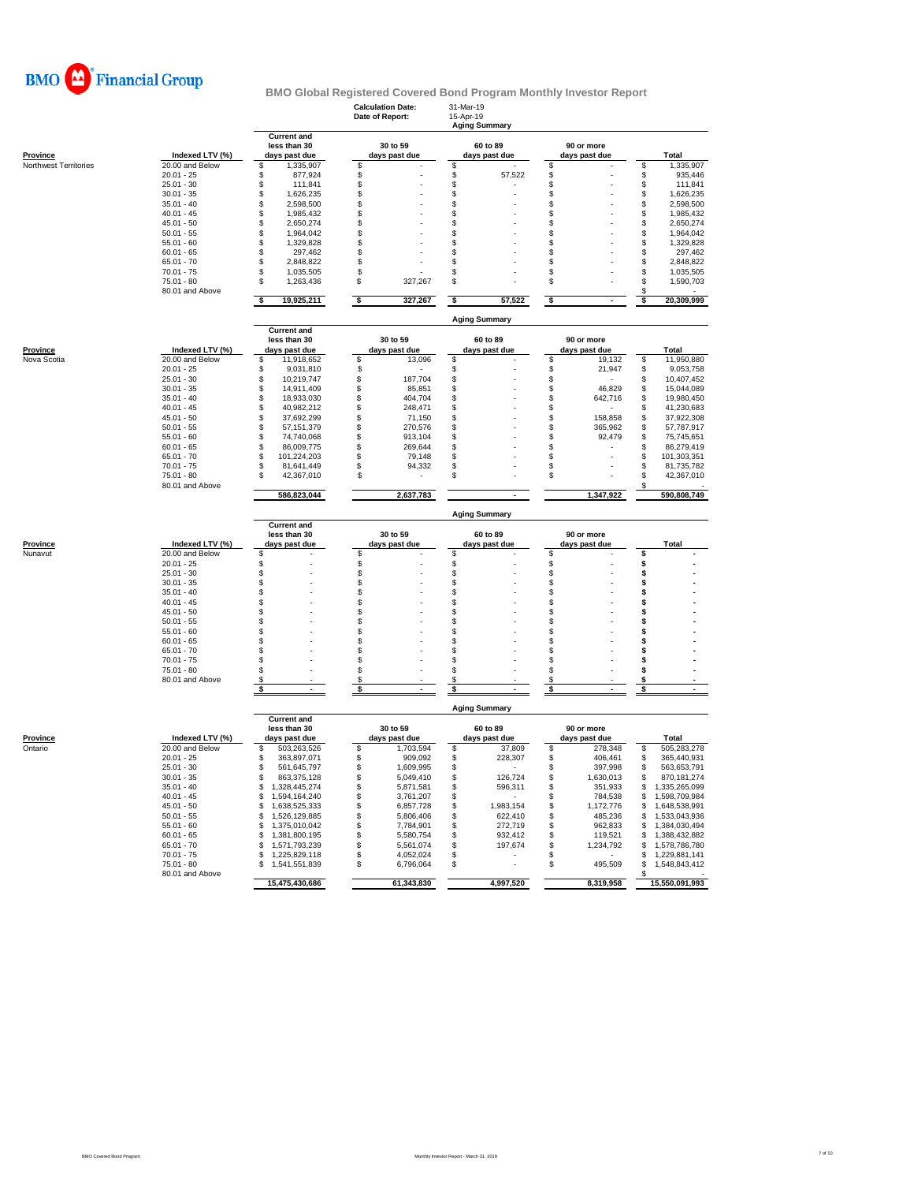BMO Financial Group

# BMO Global Registered Covered Bond Program Monthly Investor Report

**Calculation Date:** 31-Mar-19
**Date of Report:** 15-Apr-19

## Aging Summary

| Province | Indexed LTV (%) | Current and less than 30 days past due | 30 to 59 days past due | 60 to 89 days past due | 90 or more days past due | Total |
|---|---|---|---|---|---|---|
| Northwest Territories | 20.00 and Below | $ 1,335,907 | $ - | $ - | $ - | $ 1,335,907 |
| | 20.01 - 25 | $ 877,924 | $ - | $ 57,522 | $ - | $ 935,446 |
| | 25.01 - 30 | $ 111,841 | $ - | $ - | $ - | $ 111,841 |
| | 30.01 - 35 | $ 1,626,235 | $ - | $ - | $ - | $ 1,626,235 |
| | 35.01 - 40 | $ 2,598,500 | $ - | $ - | $ - | $ 2,598,500 |
| | 40.01 - 45 | $ 1,985,432 | $ - | $ - | $ - | $ 1,985,432 |
| | 45.01 - 50 | $ 2,650,274 | $ - | $ - | $ - | $ 2,650,274 |
| | 50.01 - 55 | $ 1,964,042 | $ - | $ - | $ - | $ 1,964,042 |
| | 55.01 - 60 | $ 1,329,828 | $ - | $ - | $ - | $ 1,329,828 |
| | 60.01 - 65 | $ 297,462 | $ - | $ - | $ - | $ 297,462 |
| | 65.01 - 70 | $ 2,848,822 | $ - | $ - | $ - | $ 2,848,822 |
| | 70.01 - 75 | $ 1,035,505 | $ - | $ - | $ - | $ 1,035,505 |
| | 75.01 - 80 | $ 1,263,436 | $ 327,267 | $ - | $ - | $ 1,590,703 |
| | 80.01 and Above | | | | | $ - |
| | | $ 19,925,211 | $ 327,267 | $ 57,522 | $ - | $ 20,309,999 |

## Aging Summary

| Province | Indexed LTV (%) | Current and less than 30 days past due | 30 to 59 days past due | 60 to 89 days past due | 90 or more days past due | Total |
|---|---|---|---|---|---|---|
| Nova Scotia | 20.00 and Below | $ 11,918,652 | $ 13,096 | $ - | $ 19,132 | $ 11,950,880 |
| | 20.01 - 25 | $ 9,031,810 | $ - | $ - | $ 21,947 | $ 9,053,758 |
| | 25.01 - 30 | $ 10,219,747 | $ 187,704 | $ - | $ - | $ 10,407,452 |
| | 30.01 - 35 | $ 14,911,409 | $ 85,851 | $ - | $ 46,829 | $ 15,044,089 |
| | 35.01 - 40 | $ 18,933,030 | $ 404,704 | $ - | $ 642,716 | $ 19,980,450 |
| | 40.01 - 45 | $ 40,982,212 | $ 248,471 | $ - | $ - | $ 41,230,683 |
| | 45.01 - 50 | $ 37,692,299 | $ 71,150 | $ - | $ 158,858 | $ 37,922,308 |
| | 50.01 - 55 | $ 57,151,379 | $ 270,576 | $ - | $ 365,962 | $ 57,787,917 |
| | 55.01 - 60 | $ 74,740,068 | $ 913,104 | $ - | $ 92,479 | $ 75,745,651 |
| | 60.01 - 65 | $ 86,009,775 | $ 269,644 | $ - | $ - | $ 86,279,419 |
| | 65.01 - 70 | $ 101,224,203 | $ 79,148 | $ - | $ - | $ 101,303,351 |
| | 70.01 - 75 | $ 81,641,449 | $ 94,332 | $ - | $ - | $ 81,735,782 |
| | 75.01 - 80 | $ 42,367,010 | $ - | $ - | $ - | $ 42,367,010 |
| | 80.01 and Above | | | | | $ - |
| | | 586,823,044 | 2,637,783 | - | 1,347,922 | 590,808,749 |

## Aging Summary

| Province | Indexed LTV (%) | Current and less than 30 days past due | 30 to 59 days past due | 60 to 89 days past due | 90 or more days past due | Total |
|---|---|---|---|---|---|---|
| Nunavut | 20.00 and Below | $ - | $ - | $ - | $ - | $ - |
| | 20.01 - 25 | $ - | $ - | $ - | $ - | $ - |
| | 25.01 - 30 | $ - | $ - | $ - | $ - | $ - |
| | 30.01 - 35 | $ - | $ - | $ - | $ - | $ - |
| | 35.01 - 40 | $ - | $ - | $ - | $ - | $ - |
| | 40.01 - 45 | $ - | $ - | $ - | $ - | $ - |
| | 45.01 - 50 | $ - | $ - | $ - | $ - | $ - |
| | 50.01 - 55 | $ - | $ - | $ - | $ - | $ - |
| | 55.01 - 60 | $ - | $ - | $ - | $ - | $ - |
| | 60.01 - 65 | $ - | $ - | $ - | $ - | $ - |
| | 65.01 - 70 | $ - | $ - | $ - | $ - | $ - |
| | 70.01 - 75 | $ - | $ - | $ - | $ - | $ - |
| | 75.01 - 80 | $ - | $ - | $ - | $ - | $ - |
| | 80.01 and Above | $ - | $ - | $ - | $ - | $ - |
| | | $ - | $ - | $ - | $ - | $ - |

## Aging Summary

| Province | Indexed LTV (%) | Current and less than 30 days past due | 30 to 59 days past due | 60 to 89 days past due | 90 or more days past due | Total |
|---|---|---|---|---|---|---|
| Ontario | 20.00 and Below | $ 503,263,526 | $ 1,703,594 | $ 37,809 | $ 278,348 | $ 505,283,278 |
| | 20.01 - 25 | $ 363,897,071 | $ 909,092 | $ 228,307 | $ 406,461 | $ 365,440,931 |
| | 25.01 - 30 | $ 561,645,797 | $ 1,609,995 | $ - | $ 397,998 | $ 563,653,791 |
| | 30.01 - 35 | $ 863,375,128 | $ 5,049,410 | $ 126,724 | $ 1,630,013 | $ 870,181,274 |
| | 35.01 - 40 | $ 1,328,445,274 | $ 5,871,581 | $ 596,311 | $ 351,933 | $ 1,335,265,099 |
| | 40.01 - 45 | $ 1,594,164,240 | $ 3,761,207 | $ - | $ 784,538 | $ 1,598,709,984 |
| | 45.01 - 50 | $ 1,638,525,333 | $ 6,857,728 | $ 1,983,154 | $ 1,172,776 | $ 1,648,538,991 |
| | 50.01 - 55 | $ 1,526,129,885 | $ 5,806,406 | $ 622,410 | $ 485,236 | $ 1,533,043,936 |
| | 55.01 - 60 | $ 1,375,010,042 | $ 7,784,901 | $ 272,719 | $ 962,833 | $ 1,384,030,494 |
| | 60.01 - 65 | $ 1,381,800,195 | $ 5,580,754 | $ 932,412 | $ 119,521 | $ 1,388,432,882 |
| | 65.01 - 70 | $ 1,571,793,239 | $ 5,561,074 | $ 197,674 | $ 1,234,792 | $ 1,578,786,780 |
| | 70.01 - 75 | $ 1,225,829,118 | $ 4,052,024 | $ - | $ - | $ 1,229,881,141 |
| | 75.01 - 80 | $ 1,541,551,839 | $ 6,796,064 | $ - | $ 495,509 | $ 1,548,843,412 |
| | 80.01 and Above | | | | | $ - |
| | | 15,475,430,686 | 61,343,830 | 4,997,520 | 8,319,958 | 15,550,091,993 |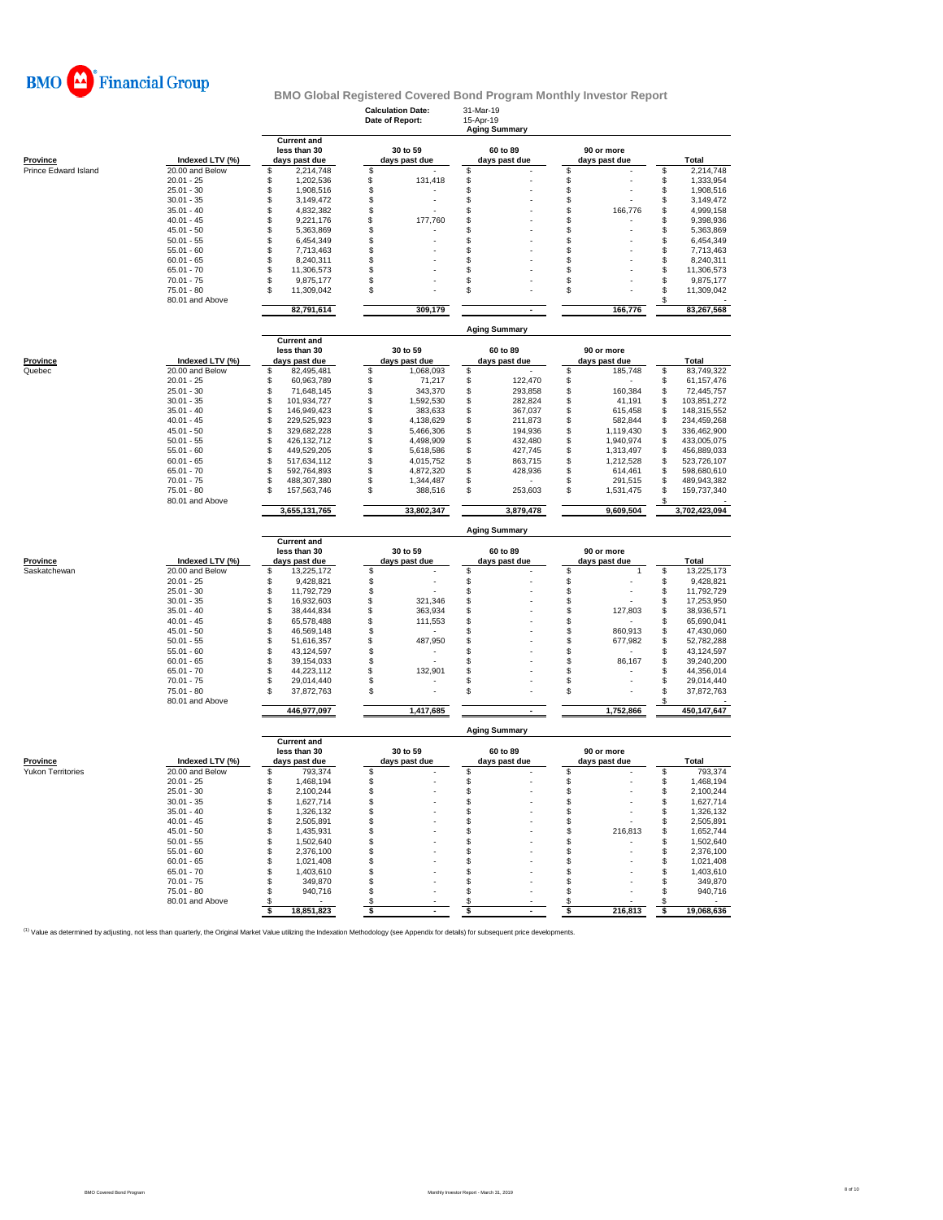**BMO Financial Group**

## BMO Global Registered Covered Bond Program Monthly Investor Report

**Calculation Date:** 31-Mar-19
**Date of Report:** 15-Apr-19

### Aging Summary

| Province | Indexed LTV (%) | Current and less than 30 days past due | 30 to 59 days past due | 60 to 89 days past due | 90 or more days past due | Total |
|---|---|---|---|---|---|---|
| Prince Edward Island | 20.00 and Below | $ 2,214,748 | $ - | $ - | $ - | $ 2,214,748 |
| | 20.01 - 25 | $ 1,202,536 | $ 131,418 | $ - | $ - | $ 1,333,954 |
| | 25.01 - 30 | $ 1,908,516 | $ - | $ - | $ - | $ 1,908,516 |
| | 30.01 - 35 | $ 3,149,472 | $ - | $ - | $ - | $ 3,149,472 |
| | 35.01 - 40 | $ 4,832,382 | $ - | $ - | $ 166,776 | $ 4,999,158 |
| | 40.01 - 45 | $ 9,221,176 | $ 177,760 | $ - | $ - | $ 9,398,936 |
| | 45.01 - 50 | $ 5,363,869 | $ - | $ - | $ - | $ 5,363,869 |
| | 50.01 - 55 | $ 6,454,349 | $ - | $ - | $ - | $ 6,454,349 |
| | 55.01 - 60 | $ 7,713,463 | $ - | $ - | $ - | $ 7,713,463 |
| | 60.01 - 65 | $ 8,240,311 | $ - | $ - | $ - | $ 8,240,311 |
| | 65.01 - 70 | $ 11,306,573 | $ - | $ - | $ - | $ 11,306,573 |
| | 70.01 - 75 | $ 9,875,177 | $ - | $ - | $ - | $ 9,875,177 |
| | 75.01 - 80 | $ 11,309,042 | $ - | $ - | $ - | $ 11,309,042 |
| | 80.01 and Above | | | | | $ - |
| | | 82,791,614 | 309,179 | - | 166,776 | 83,267,568 |

### Aging Summary

| Province | Indexed LTV (%) | Current and less than 30 days past due | 30 to 59 days past due | 60 to 89 days past due | 90 or more days past due | Total |
|---|---|---|---|---|---|---|
| Quebec | 20.00 and Below | $ 82,495,481 | $ 1,068,093 | $ - | $ 185,748 | $ 83,749,322 |
| | 20.01 - 25 | $ 60,963,789 | $ 71,217 | $ 122,470 | $ - | $ 61,157,476 |
| | 25.01 - 30 | $ 71,648,145 | $ 343,370 | $ 293,858 | $ 160,384 | $ 72,445,757 |
| | 30.01 - 35 | $ 101,934,727 | $ 1,592,530 | $ 282,824 | $ 41,191 | $ 103,851,272 |
| | 35.01 - 40 | $ 146,949,423 | $ 383,633 | $ 367,037 | $ 615,458 | $ 148,315,552 |
| | 40.01 - 45 | $ 229,525,923 | $ 4,138,629 | $ 211,873 | $ 582,844 | $ 234,459,268 |
| | 45.01 - 50 | $ 329,682,228 | $ 5,466,306 | $ 194,936 | $ 1,119,430 | $ 336,462,900 |
| | 50.01 - 55 | $ 426,132,712 | $ 4,498,909 | $ 432,480 | $ 1,940,974 | $ 433,005,075 |
| | 55.01 - 60 | $ 449,529,205 | $ 5,618,586 | $ 427,745 | $ 1,313,497 | $ 456,889,033 |
| | 60.01 - 65 | $ 517,634,112 | $ 4,015,752 | $ 863,715 | $ 1,212,528 | $ 523,726,107 |
| | 65.01 - 70 | $ 592,764,893 | $ 4,872,320 | $ 428,936 | $ 614,461 | $ 598,680,610 |
| | 70.01 - 75 | $ 488,307,380 | $ 1,344,487 | $ - | $ 291,515 | $ 489,943,382 |
| | 75.01 - 80 | $ 157,563,746 | $ 388,516 | $ 253,603 | $ 1,531,475 | $ 159,737,340 |
| | 80.01 and Above | | | | | $ - |
| | | 3,655,131,765 | 33,802,347 | 3,879,478 | 9,609,504 | 3,702,423,094 |

### Aging Summary

| Province | Indexed LTV (%) | Current and less than 30 days past due | 30 to 59 days past due | 60 to 89 days past due | 90 or more days past due | Total |
|---|---|---|---|---|---|---|
| Saskatchewan | 20.00 and Below | $ 13,225,172 | $ - | $ - | $ 1 | $ 13,225,173 |
| | 20.01 - 25 | $ 9,428,821 | $ - | $ - | $ - | $ 9,428,821 |
| | 25.01 - 30 | $ 11,792,729 | $ - | $ - | $ - | $ 11,792,729 |
| | 30.01 - 35 | $ 16,932,603 | $ 321,346 | $ - | $ - | $ 17,253,950 |
| | 35.01 - 40 | $ 38,444,834 | $ 363,934 | $ - | $ 127,803 | $ 38,936,571 |
| | 40.01 - 45 | $ 65,578,488 | $ 111,553 | $ - | $ - | $ 65,690,041 |
| | 45.01 - 50 | $ 46,569,148 | $ - | $ - | $ 860,913 | $ 47,430,060 |
| | 50.01 - 55 | $ 51,616,357 | $ 487,950 | $ - | $ 677,982 | $ 52,782,288 |
| | 55.01 - 60 | $ 43,124,597 | $ - | $ - | $ - | $ 43,124,597 |
| | 60.01 - 65 | $ 39,154,033 | $ - | $ - | $ 86,167 | $ 39,240,200 |
| | 65.01 - 70 | $ 44,223,112 | $ 132,901 | $ - | $ - | $ 44,356,014 |
| | 70.01 - 75 | $ 29,014,440 | $ - | $ - | $ - | $ 29,014,440 |
| | 75.01 - 80 | $ 37,872,763 | $ - | $ - | $ - | $ 37,872,763 |
| | 80.01 and Above | | | | | $ - |
| | | 446,977,097 | 1,417,685 | - | 1,752,866 | 450,147,647 |

### Aging Summary

| Province | Indexed LTV (%) | Current and less than 30 days past due | 30 to 59 days past due | 60 to 89 days past due | 90 or more days past due | Total |
|---|---|---|---|---|---|---|
| Yukon Territories | 20.00 and Below | $ 793,374 | $ - | $ - | $ - | $ 793,374 |
| | 20.01 - 25 | $ 1,468,194 | $ - | $ - | $ - | $ 1,468,194 |
| | 25.01 - 30 | $ 2,100,244 | $ - | $ - | $ - | $ 2,100,244 |
| | 30.01 - 35 | $ 1,627,714 | $ - | $ - | $ - | $ 1,627,714 |
| | 35.01 - 40 | $ 1,326,132 | $ - | $ - | $ - | $ 1,326,132 |
| | 40.01 - 45 | $ 2,505,891 | $ - | $ - | $ - | $ 2,505,891 |
| | 45.01 - 50 | $ 1,435,931 | $ - | $ - | $ 216,813 | $ 1,652,744 |
| | 50.01 - 55 | $ 1,502,640 | $ - | $ - | $ - | $ 1,502,640 |
| | 55.01 - 60 | $ 2,376,100 | $ - | $ - | $ - | $ 2,376,100 |
| | 60.01 - 65 | $ 1,021,408 | $ - | $ - | $ - | $ 1,021,408 |
| | 65.01 - 70 | $ 1,403,610 | $ - | $ - | $ - | $ 1,403,610 |
| | 70.01 - 75 | $ 349,870 | $ - | $ - | $ - | $ 349,870 |
| | 75.01 - 80 | $ 940,716 | $ - | $ - | $ - | $ 940,716 |
| | 80.01 and Above | $ - | $ - | $ - | $ - | $ - |
| | | $ 18,851,823 | $ - | $ - | $ 216,813 | $ 19,068,636 |

[1] Value as determined by adjusting, not less than quarterly, the Original Market Value utilizing the Indexation Methodology (see Appendix for details) for subsequent price developments.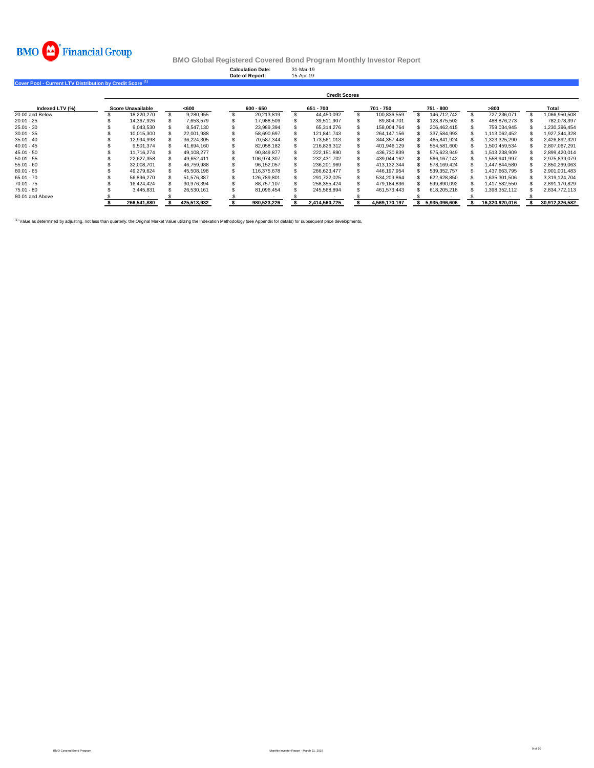BMO Financial Group

# BMO Global Registered Covered Bond Program Monthly Investor Report

**Calculation Date:** 31-Mar-19
**Date of Report:** 15-Apr-19

## Cover Pool - Current LTV Distribution by Credit Score [1]

| | Credit Scores | | | | | | | |
|---|---|---|---|---|---|---|---|---|
| **Indexed LTV (%)** | **Score Unavailable** | **<600** | **600 - 650** | **651 - 700** | **701 - 750** | **751 - 800** | **>800** | **Total** |
| 20.00 and Below | $ 18,220,270 | $ 9,280,955 | $ 20,213,819 | $ 44,450,092 | $ 100,836,559 | $ 146,712,742 | $ 727,236,071 | $ 1,066,950,508 |
| 20.01 - 25 | $ 14,367,926 | $ 7,653,579 | $ 17,988,509 | $ 39,511,907 | $ 89,804,701 | $ 123,875,502 | $ 488,876,273 | $ 782,078,397 |
| 25.01 - 30 | $ 9,043,530 | $ 8,547,130 | $ 23,989,394 | $ 65,314,276 | $ 158,004,764 | $ 206,462,415 | $ 759,034,945 | $ 1,230,396,454 |
| 30.01 - 35 | $ 10,015,300 | $ 22,001,988 | $ 58,690,697 | $ 121,841,743 | $ 264,147,156 | $ 337,584,993 | $ 1,113,062,452 | $ 1,927,344,328 |
| 35.01 - 40 | $ 12,994,998 | $ 36,224,305 | $ 70,587,344 | $ 173,561,013 | $ 344,357,448 | $ 465,841,924 | $ 1,323,325,290 | $ 2,426,892,320 |
| 40.01 - 45 | $ 9,501,374 | $ 41,694,160 | $ 82,058,182 | $ 216,826,312 | $ 401,946,129 | $ 554,581,600 | $ 1,500,459,534 | $ 2,807,067,291 |
| 45.01 - 50 | $ 11,716,274 | $ 49,108,277 | $ 90,849,877 | $ 222,151,890 | $ 436,730,839 | $ 575,623,949 | $ 1,513,238,909 | $ 2,899,420,014 |
| 50.01 - 55 | $ 22,627,358 | $ 49,652,411 | $ 106,974,307 | $ 232,431,702 | $ 439,044,162 | $ 566,167,142 | $ 1,558,941,997 | $ 2,975,839,079 |
| 55.01 - 60 | $ 32,008,701 | $ 46,759,988 | $ 96,152,057 | $ 236,201,969 | $ 413,132,344 | $ 578,169,424 | $ 1,447,844,580 | $ 2,850,269,063 |
| 60.01 - 65 | $ 49,279,624 | $ 45,508,198 | $ 116,375,678 | $ 266,623,477 | $ 446,197,954 | $ 539,352,757 | $ 1,437,663,795 | $ 2,901,001,483 |
| 65.01 - 70 | $ 56,896,270 | $ 51,576,387 | $ 126,789,801 | $ 291,722,025 | $ 534,209,864 | $ 622,628,850 | $ 1,635,301,506 | $ 3,319,124,704 |
| 70.01 - 75 | $ 16,424,424 | $ 30,976,394 | $ 88,757,107 | $ 258,355,424 | $ 479,184,836 | $ 599,890,092 | $ 1,417,582,550 | $ 2,891,170,829 |
| 75.01 - 80 | $ 3,445,831 | $ 26,530,161 | $ 81,096,454 | $ 245,568,894 | $ 461,573,443 | $ 618,205,218 | $ 1,398,352,112 | $ 2,834,772,113 |
| 80.01 and Above | $ - | $ - | $ - | $ - | $ - | $ - | $ - | $ - |
| | **$ 266,541,880** | **$ 425,513,932** | **$ 980,523,226** | **$ 2,414,560,725** | **$ 4,569,170,197** | **$ 5,935,096,606** | **$ 16,320,920,016** | **$ 30,912,326,582** |

[1] Value as determined by adjusting, not less than quarterly, the Original Market Value utilizing the Indexation Methodology (see Appendix for details) for subsequent price developments.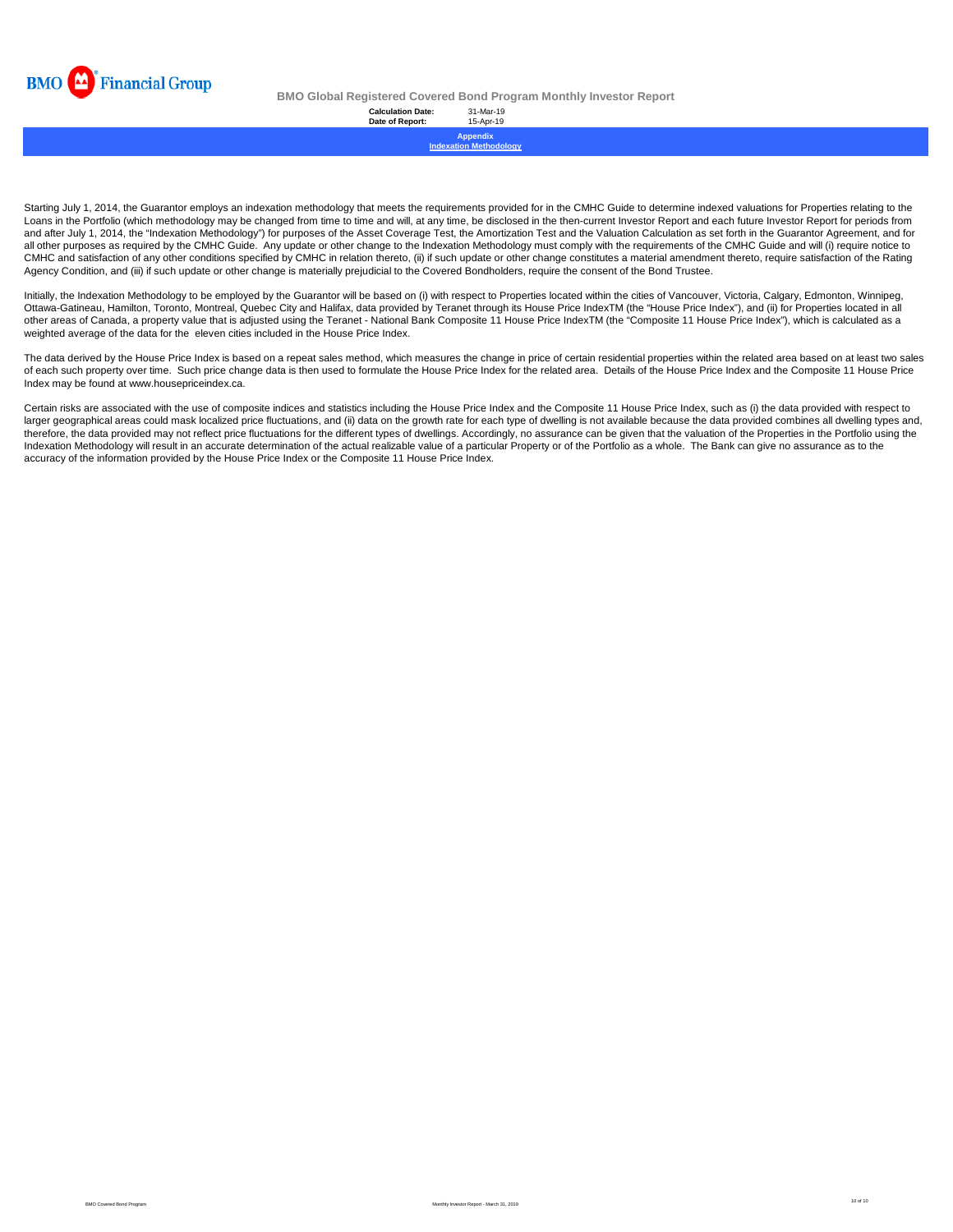BMO Global Registered Covered Bond Program Monthly Investor Report

**Calculation Date:** 31-Mar-19
**Date of Report:** 15-Apr-19

## Appendix
### Indexation Methodology

Starting July 1, 2014, the Guarantor employs an indexation methodology that meets the requirements provided for in the CMHC Guide to determine indexed valuations for Properties relating to the Loans in the Portfolio (which methodology may be changed from time to time and will, at any time, be disclosed in the then-current Investor Report and each future Investor Report for periods from and after July 1, 2014, the "Indexation Methodology") for purposes of the Asset Coverage Test, the Amortization Test and the Valuation Calculation as set forth in the Guarantor Agreement, and for all other purposes as required by the CMHC Guide. Any update or other change to the Indexation Methodology must comply with the requirements of the CMHC Guide and will (i) require notice to CMHC and satisfaction of any other conditions specified by CMHC in relation thereto, (ii) if such update or other change constitutes a material amendment thereto, require satisfaction of the Rating Agency Condition, and (iii) if such update or other change is materially prejudicial to the Covered Bondholders, require the consent of the Bond Trustee.

Initially, the Indexation Methodology to be employed by the Guarantor will be based on (i) with respect to Properties located within the cities of Vancouver, Victoria, Calgary, Edmonton, Winnipeg, Ottawa-Gatineau, Hamilton, Toronto, Montreal, Quebec City and Halifax, data provided by Teranet through its House Price IndexTM (the "House Price Index"), and (ii) for Properties located in all other areas of Canada, a property value that is adjusted using the Teranet - National Bank Composite 11 House Price IndexTM (the "Composite 11 House Price Index"), which is calculated as a weighted average of the data for the eleven cities included in the House Price Index.

The data derived by the House Price Index is based on a repeat sales method, which measures the change in price of certain residential properties within the related area based on at least two sales of each such property over time. Such price change data is then used to formulate the House Price Index for the related area. Details of the House Price Index and the Composite 11 House Price Index may be found at www.housepriceindex.ca.

Certain risks are associated with the use of composite indices and statistics including the House Price Index and the Composite 11 House Price Index, such as (i) the data provided with respect to larger geographical areas could mask localized price fluctuations, and (ii) data on the growth rate for each type of dwelling is not available because the data provided combines all dwelling types and, therefore, the data provided may not reflect price fluctuations for the different types of dwellings. Accordingly, no assurance can be given that the valuation of the Properties in the Portfolio using the Indexation Methodology will result in an accurate determination of the actual realizable value of a particular Property or of the Portfolio as a whole. The Bank can give no assurance as to the accuracy of the information provided by the House Price Index or the Composite 11 House Price Index.